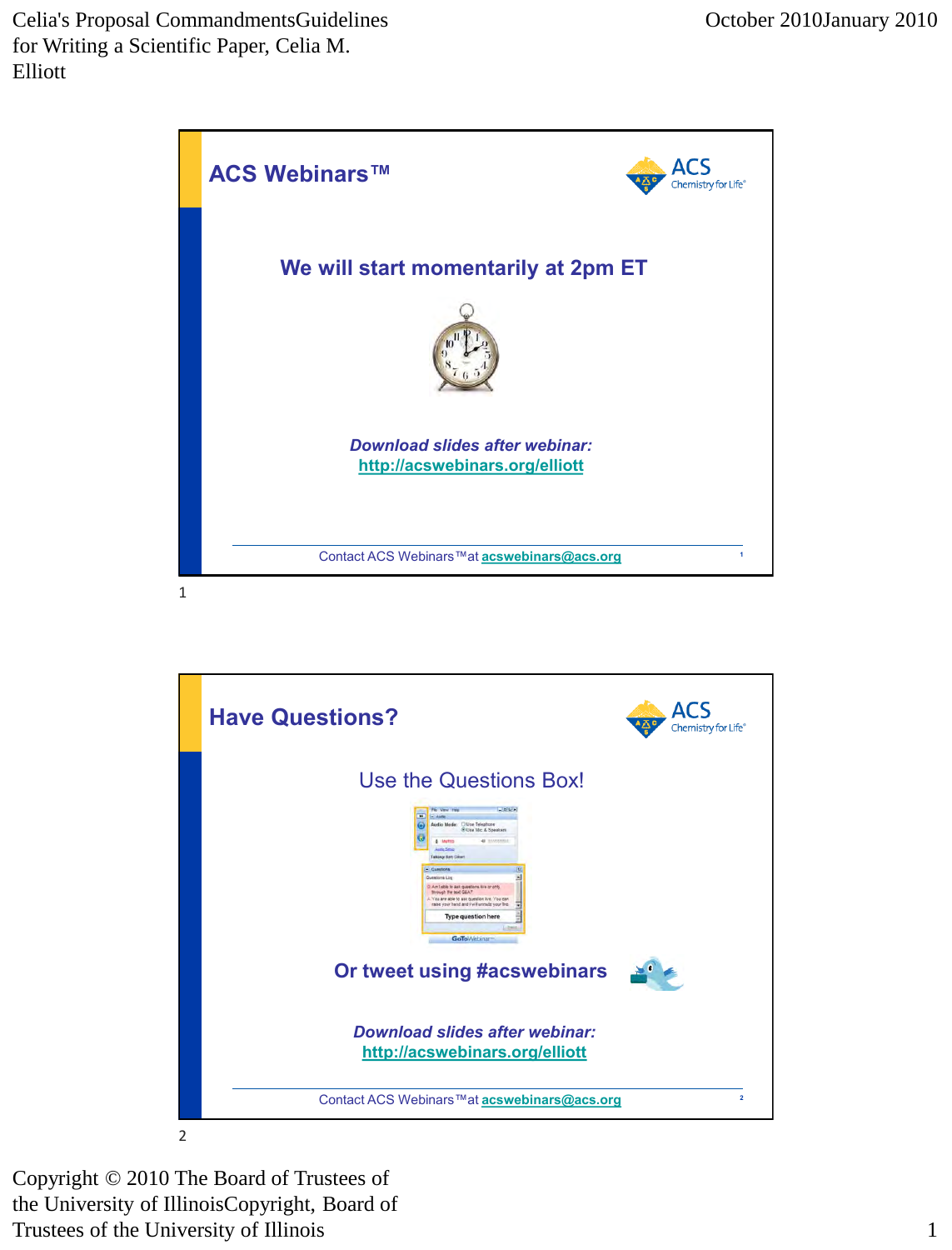## ACS Webinars™

We will start momentarily at 2pm ET

*Download slides after webinar:*
http://acswebinars.org/elliott

Contact ACS Webinars™ at acswebinars@acs.org

## Have Questions?

Use the Questions Box!

Or tweet using #acswebinars

*Download slides after webinar:*
http://acswebinars.org/elliott

Contact ACS Webinars™ at acswebinars@acs.org

Copyright © 2010 The Board of Trustees of the University of IllinoisCopyright, Board of Trustees of the University of Illinois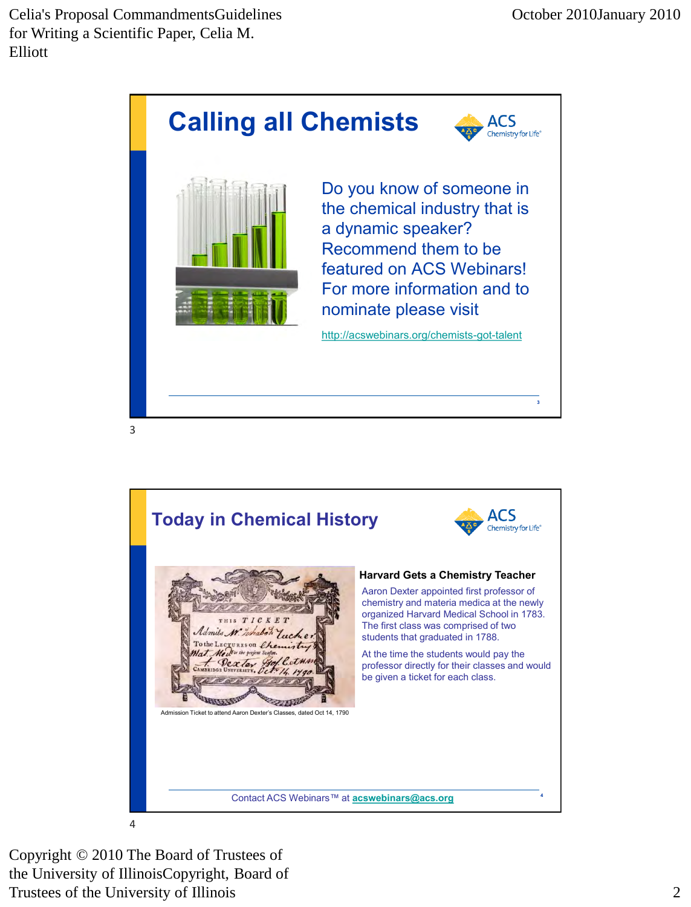## Calling all Chemists

Do you know of someone in the chemical industry that is a dynamic speaker? Recommend them to be featured on ACS Webinars! For more information and to nominate please visit

http://acswebinars.org/chemists-got-talent

3

## Today in Chemical History

**Harvard Gets a Chemistry Teacher**

Aaron Dexter appointed first professor of chemistry and materia medica at the newly organized Harvard Medical School in 1783. The first class was comprised of two students that graduated in 1788.

At the time the students would pay the professor directly for their classes and would be given a ticket for each class.

Admission Ticket to attend Aaron Dexter's Classes, dated Oct 14, 1790

Contact ACS Webinars™ at acswebinars@acs.org

4

Copyright © 2010 The Board of Trustees of the University of IllinoisCopyright, Board of Trustees of the University of Illinois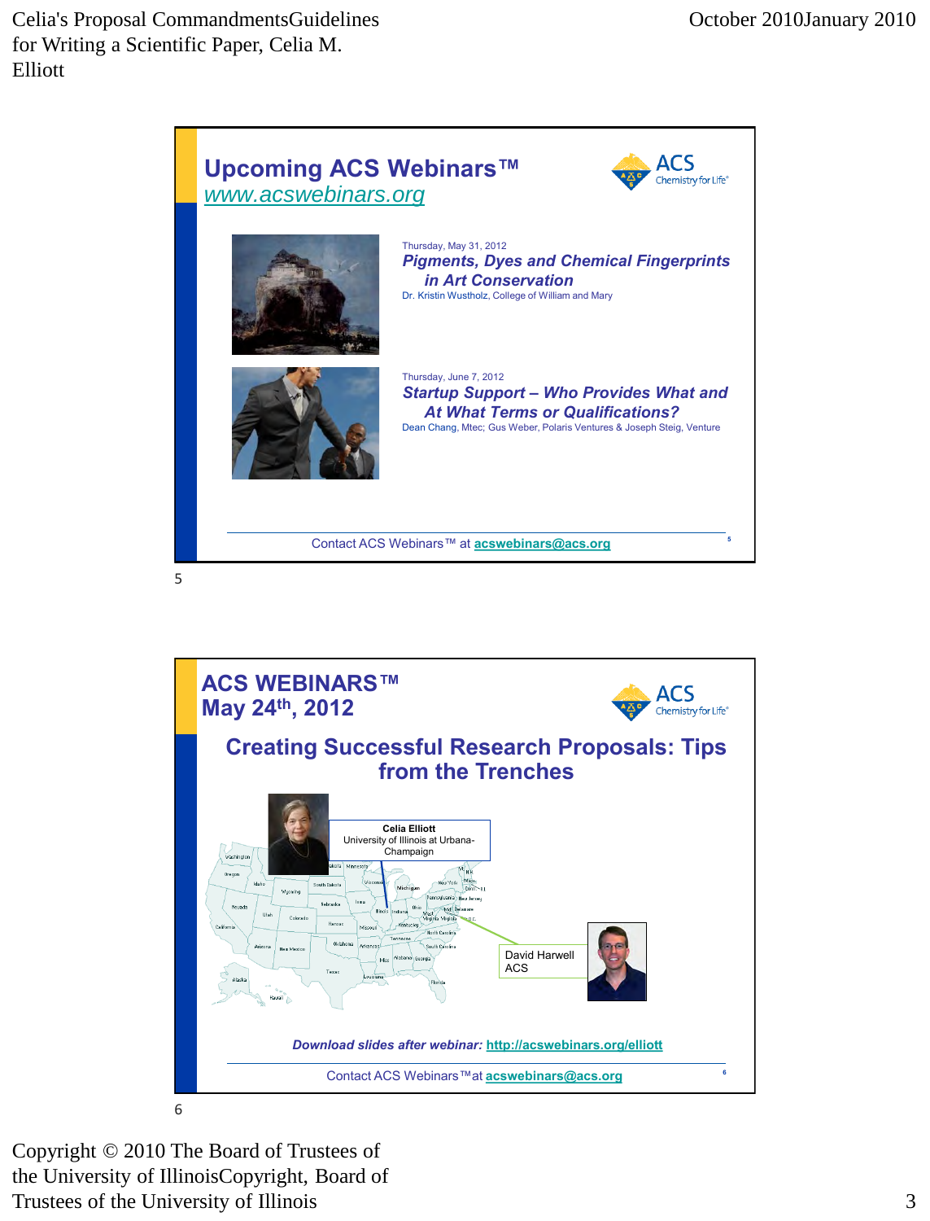## Upcoming ACS Webinars™

www.acswebinars.org

Thursday, May 31, 2012

***Pigments, Dyes and Chemical Fingerprints in Art Conservation***

Dr. Kristin Wustholz, College of William and Mary

Thursday, June 7, 2012

***Startup Support – Who Provides What and At What Terms or Qualifications?***

Dean Chang, Mtec; Gus Weber, Polaris Ventures & Joseph Steig, Venture

Contact ACS Webinars™ at **acswebinars@acs.org**

5

## ACS WEBINARS™
## May 24th, 2012

### Creating Successful Research Proposals: Tips from the Trenches

**Celia Elliott**
University of Illinois at Urbana-Champaign

David Harwell
ACS

***Download slides after webinar:*** **http://acswebinars.org/elliott**

Contact ACS Webinars™ at **acswebinars@acs.org**

6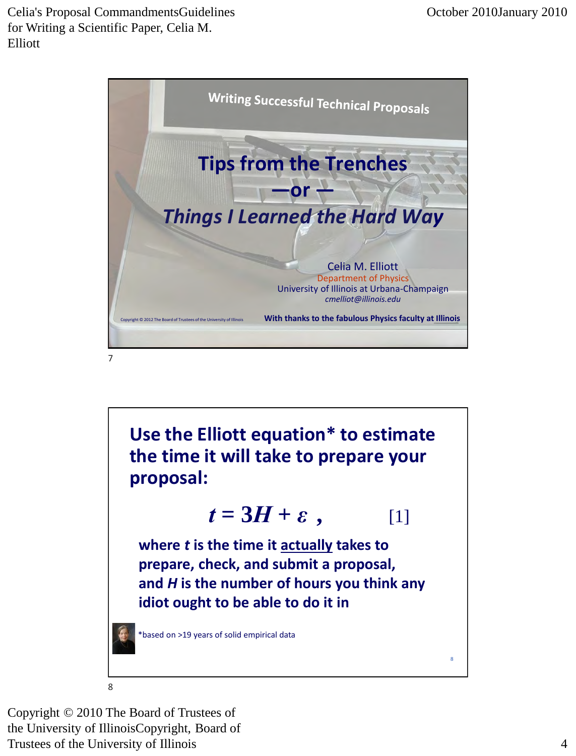## Writing Successful Technical Proposals

# Tips from the Trenches

## —or —

## *Things I Learned the Hard Way*

Celia M. Elliott
Department of Physics
University of Illinois at Urbana-Champaign
*cmelliot@illinois.edu*

Copyright © 2012 The Board of Trustees of the University of Illinois

**With thanks to the fabulous Physics faculty at Illinois**

7

## Use the Elliott equation* to estimate the time it will take to prepare your proposal:

$$t = 3H + \varepsilon \ , \qquad [1]$$

**where $t$ is the time it actually takes to prepare, check, and submit a proposal, and $H$ is the number of hours you think any idiot ought to be able to do it in**

*based on >19 years of solid empirical data

8

Copyright © 2010 The Board of Trustees of the University of IllinoisCopyright, Board of Trustees of the University of Illinois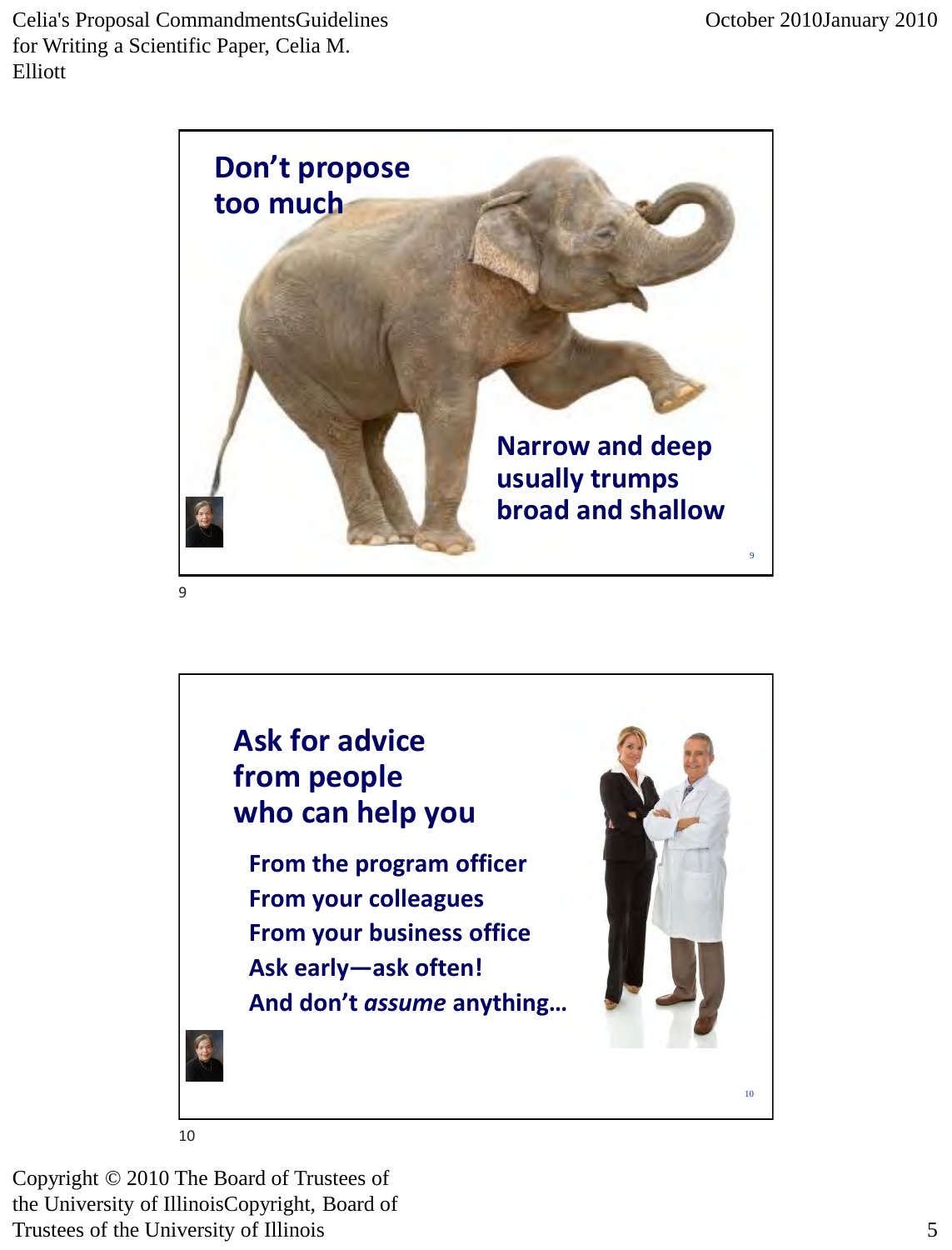## Don't propose too much

Narrow and deep usually trumps broad and shallow

## Ask for advice from people who can help you

From the program officer

From your colleagues

From your business office

Ask early—ask often!

And don't *assume* anything…

Copyright © 2010 The Board of Trustees of the University of IllinoisCopyright, Board of Trustees of the University of Illinois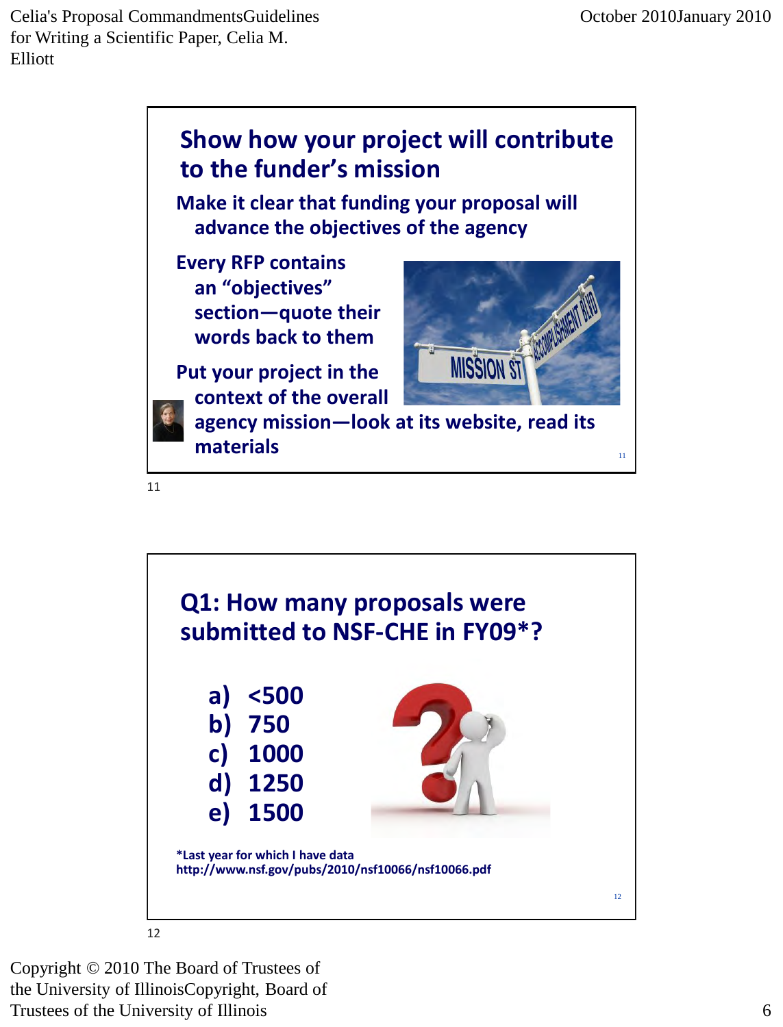## Show how your project will contribute to the funder's mission

**Make it clear that funding your proposal will advance the objectives of the agency**

**Every RFP contains an "objectives" section—quote their words back to them**

**Put your project in the context of the overall agency mission—look at its website, read its materials**

## Q1: How many proposals were submitted to NSF-CHE in FY09*?

a) <500
b) 750
c) 1000
d) 1250
e) 1500

***Last year for which I have data**
**http://www.nsf.gov/pubs/2010/nsf10066/nsf10066.pdf**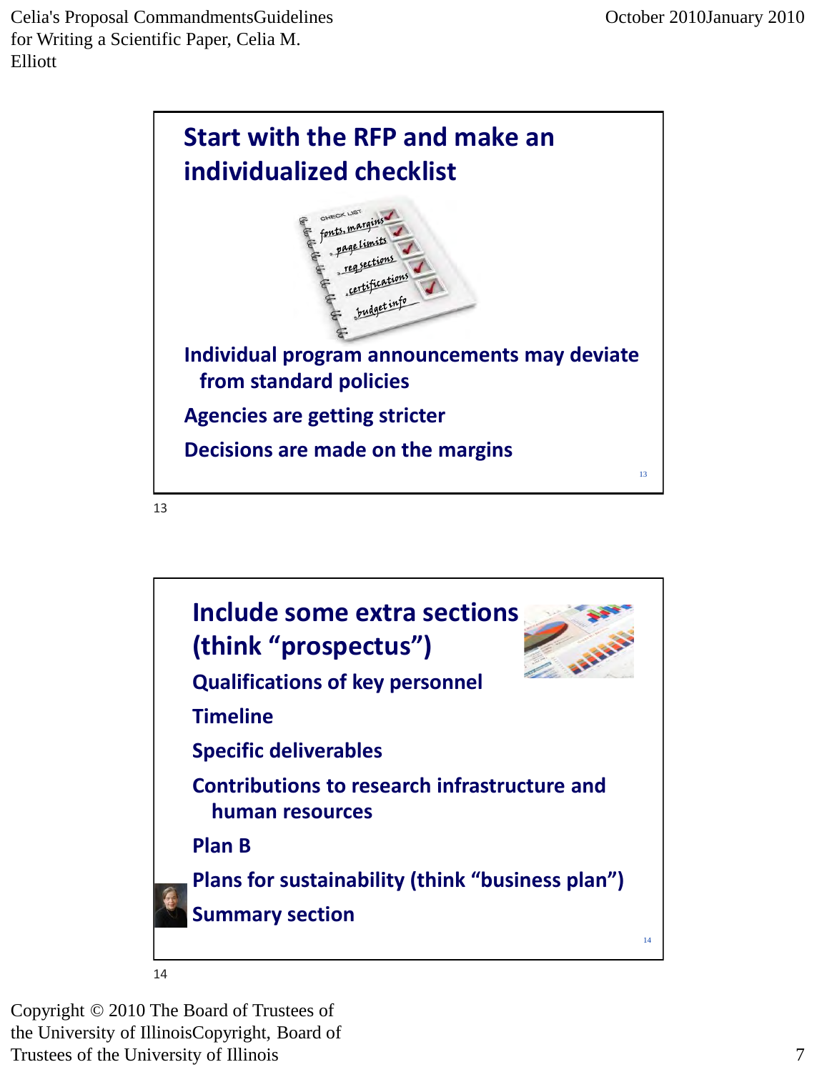## Start with the RFP and make an individualized checklist

Individual program announcements may deviate from standard policies

Agencies are getting stricter

Decisions are made on the margins

## Include some extra sections (think "prospectus")

Qualifications of key personnel

Timeline

Specific deliverables

Contributions to research infrastructure and human resources

Plan B

Plans for sustainability (think "business plan")

Summary section

Copyright © 2010 The Board of Trustees of the University of IllinoisCopyright, Board of Trustees of the University of Illinois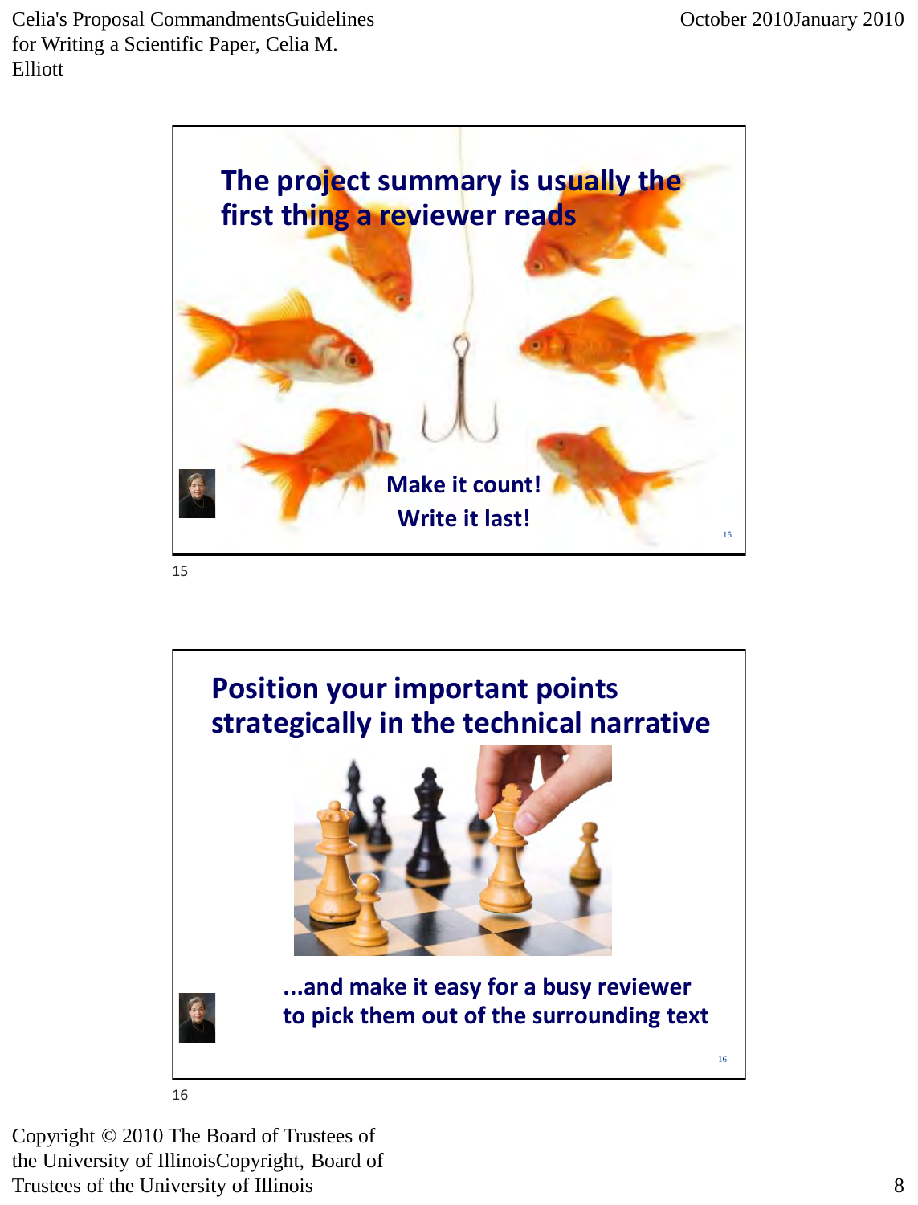## The project summary is usually the first thing a reviewer reads

**Make it count!**

**Write it last!**

## Position your important points strategically in the technical narrative

**...and make it easy for a busy reviewer to pick them out of the surrounding text**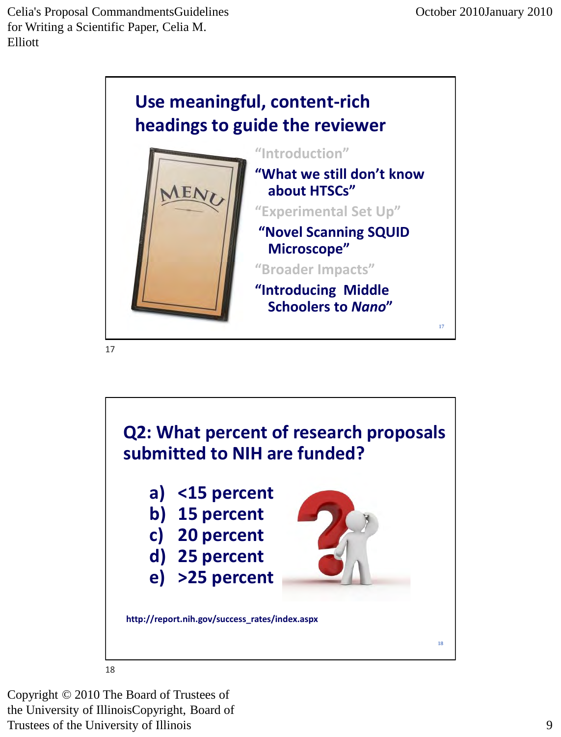## Use meaningful, content-rich headings to guide the reviewer

"Introduction"

**"What we still don't know about HTSCs"**

"Experimental Set Up"

**"Novel Scanning SQUID Microscope"**

"Broader Impacts"

**"Introducing Middle Schoolers to *Nano*"**

17

## Q2: What percent of research proposals submitted to NIH are funded?

a) <15 percent
b) 15 percent
c) 20 percent
d) 25 percent
e) >25 percent

http://report.nih.gov/success_rates/index.aspx

18

Copyright © 2010 The Board of Trustees of the University of IllinoisCopyright, Board of Trustees of the University of Illinois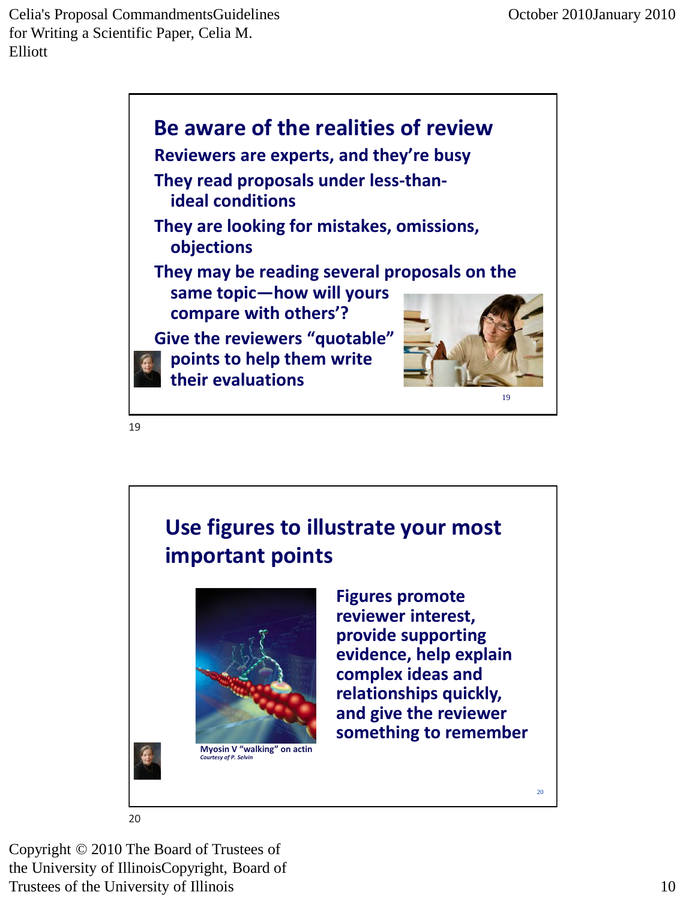## Be aware of the realities of review

Reviewers are experts, and they're busy

They read proposals under less-than-ideal conditions

They are looking for mistakes, omissions, objections

They may be reading several proposals on the same topic—how will yours compare with others'?

Give the reviewers "quotable" points to help them write their evaluations

## Use figures to illustrate your most important points

Myosin V "walking" on actin
*Courtesy of P. Selvin*

Figures promote reviewer interest, provide supporting evidence, help explain complex ideas and relationships quickly, and give the reviewer something to remember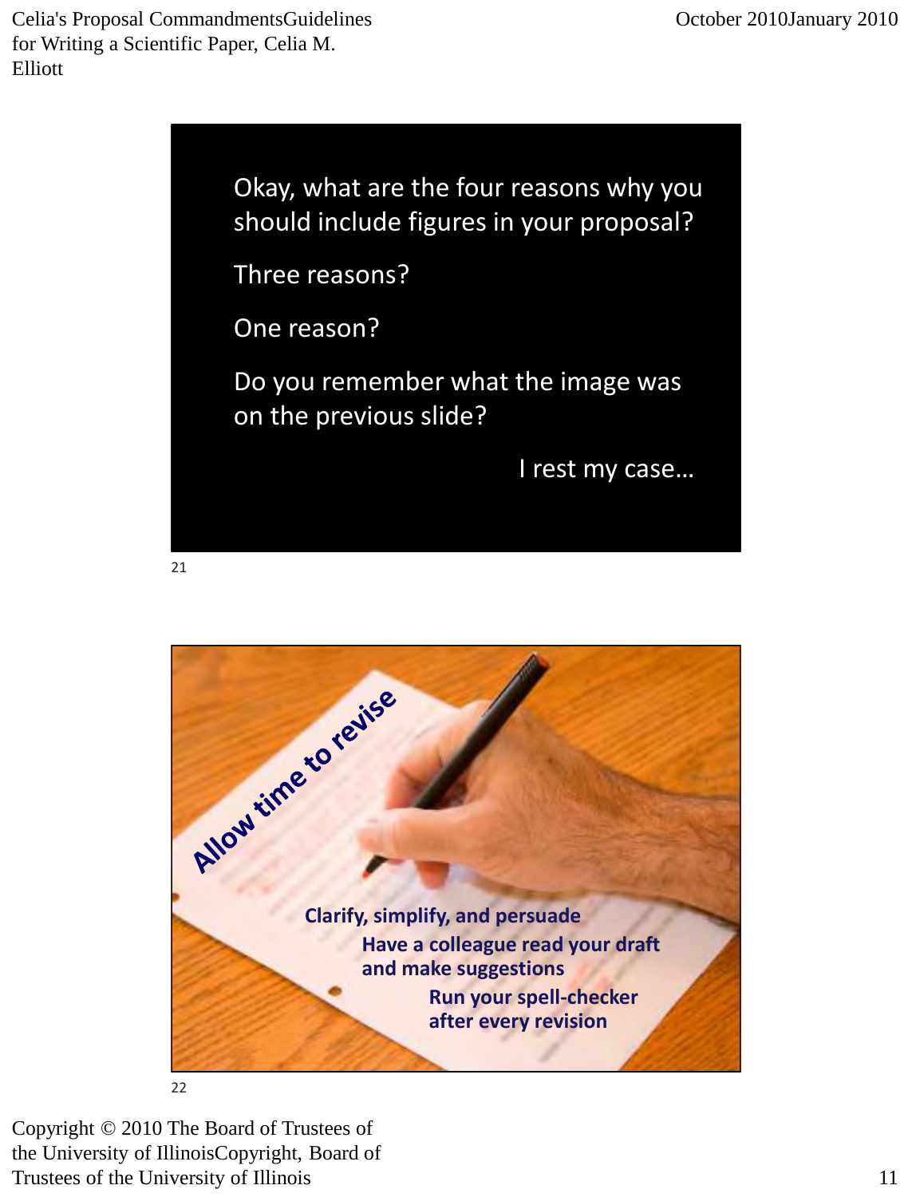Okay, what are the four reasons why you should include figures in your proposal?

Three reasons?

One reason?

Do you remember what the image was on the previous slide?

I rest my case…

21

Allow time to revise

Clarify, simplify, and persuade

Have a colleague read your draft and make suggestions

Run your spell-checker after every revision

22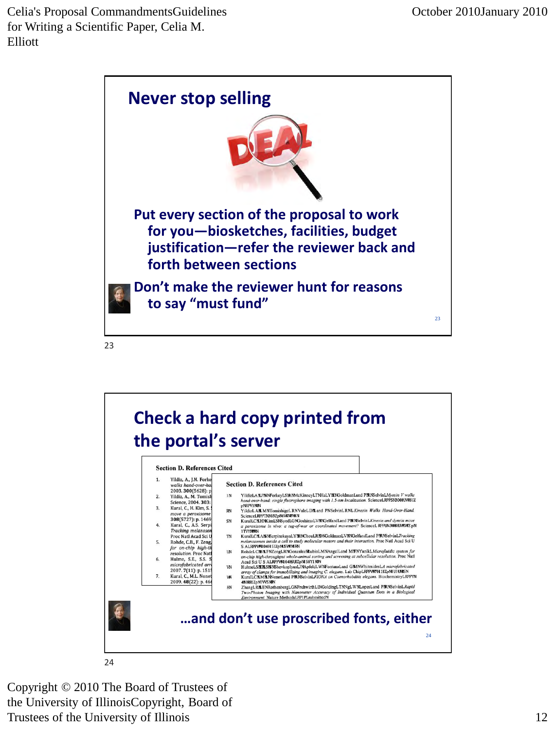## Never stop selling

Put every section of the proposal to work for you—biosketches, facilities, budget justification—refer the reviewer back and forth between sections

Don't make the reviewer hunt for reasons to say "must fund"

23

## Check a hard copy printed from the portal's server

…and don't use proscribed fonts, either

24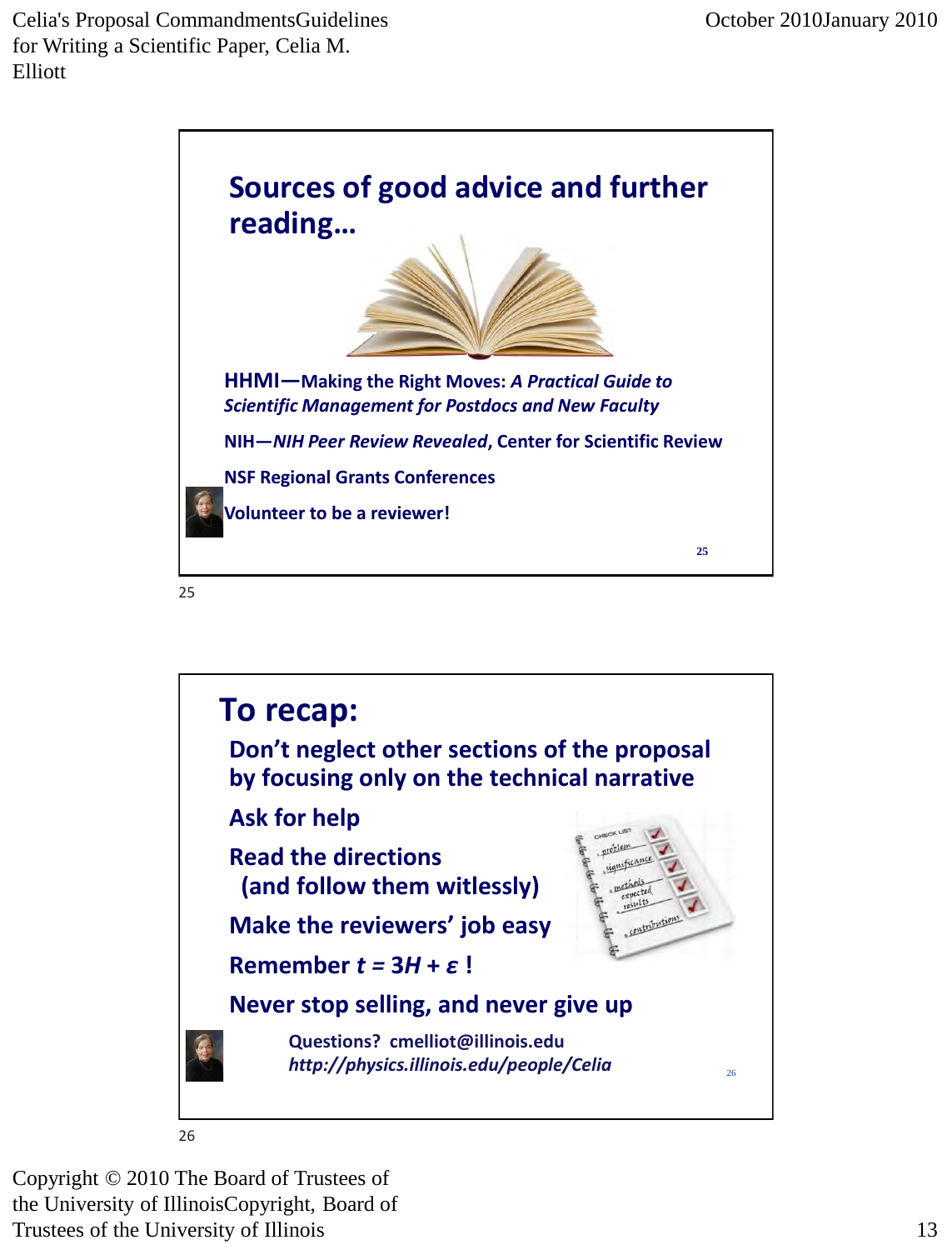## Sources of good advice and further reading…

**HHMI—Making the Right Moves:** ***A Practical Guide to Scientific Management for Postdocs and New Faculty***

**NIH—*NIH Peer Review Revealed*, Center for Scientific Review**

**NSF Regional Grants Conferences**

**Volunteer to be a reviewer!**

## To recap:

**Don't neglect other sections of the proposal by focusing only on the technical narrative**

**Ask for help**

**Read the directions (and follow them witlessly)**

**Make the reviewers' job easy**

**Remember $t = 3H + \varepsilon$ !**

**Never stop selling, and never give up**

**Questions? cmelliot@illinois.edu**
***http://physics.illinois.edu/people/Celia***

Copyright © 2010 The Board of Trustees of the University of Illinois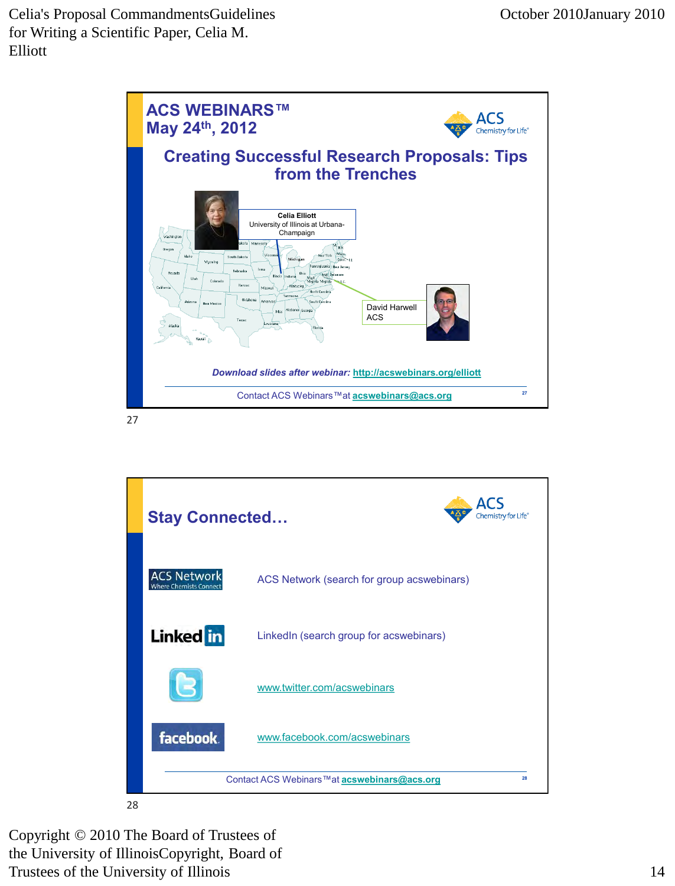## ACS WEBINARS™
**May 24th, 2012**

### Creating Successful Research Proposals: Tips from the Trenches

Celia Elliott
University of Illinois at Urbana-Champaign

David Harwell
ACS

*Download slides after webinar:* http://acswebinars.org/elliott

Contact ACS Webinars™ at acswebinars@acs.org

27

---

## Stay Connected…

ACS Network (search for group acswebinars)

LinkedIn (search group for acswebinars)

www.twitter.com/acswebinars

www.facebook.com/acswebinars

Contact ACS Webinars™ at acswebinars@acs.org

28

Copyright © 2010 The Board of Trustees of the University of IllinoisCopyright, Board of Trustees of the University of Illinois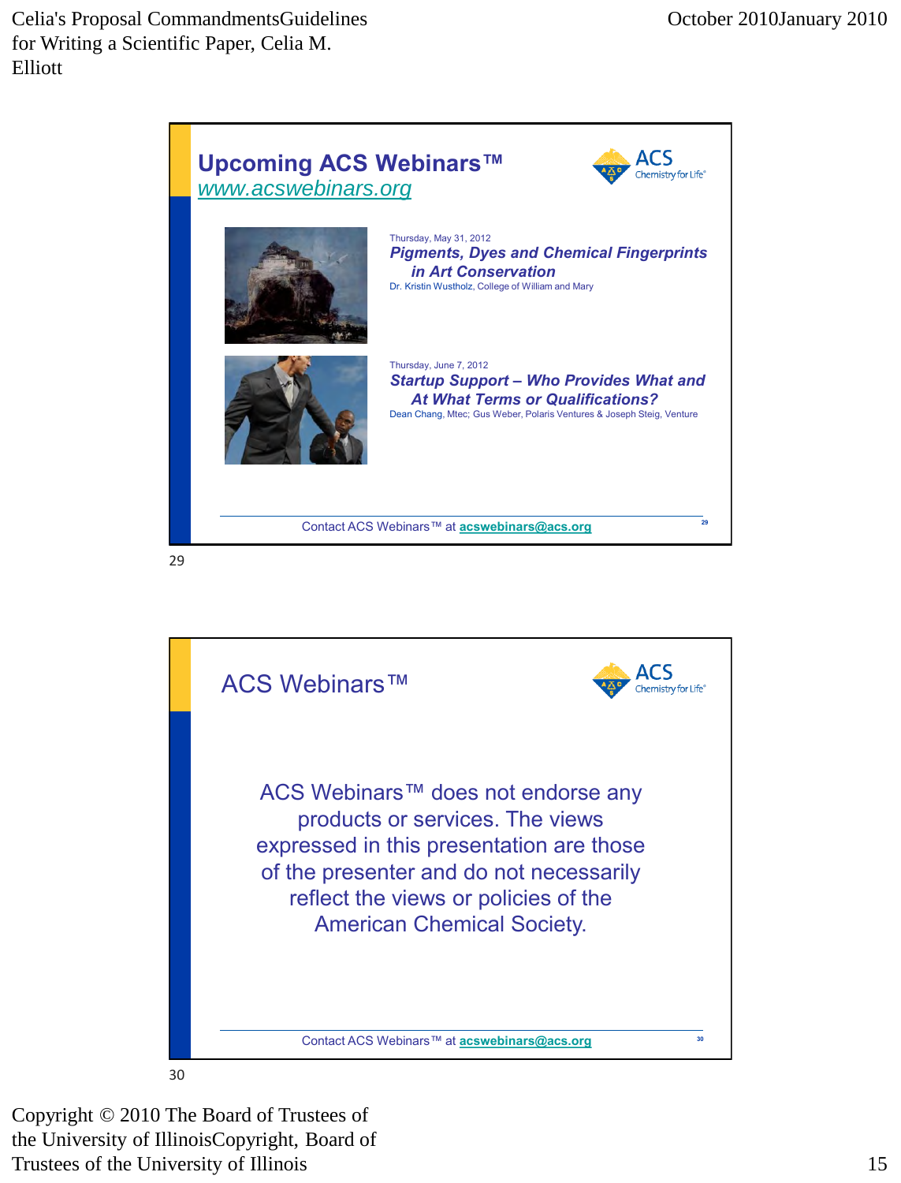## Upcoming ACS Webinars™

www.acswebinars.org

Thursday, May 31, 2012

***Pigments, Dyes and Chemical Fingerprints in Art Conservation***

Dr. Kristin Wustholz, College of William and Mary

Thursday, June 7, 2012

***Startup Support – Who Provides What and At What Terms or Qualifications?***

Dean Chang, Mtec; Gus Weber, Polaris Ventures & Joseph Steig, Venture

Contact ACS Webinars™ at **acswebinars@acs.org**

29

## ACS Webinars™

ACS Webinars™ does not endorse any products or services. The views expressed in this presentation are those of the presenter and do not necessarily reflect the views or policies of the American Chemical Society.

Contact ACS Webinars™ at **acswebinars@acs.org**

30

Copyright © 2010 The Board of Trustees of the University of IllinoisCopyright, Board of Trustees of the University of Illinois